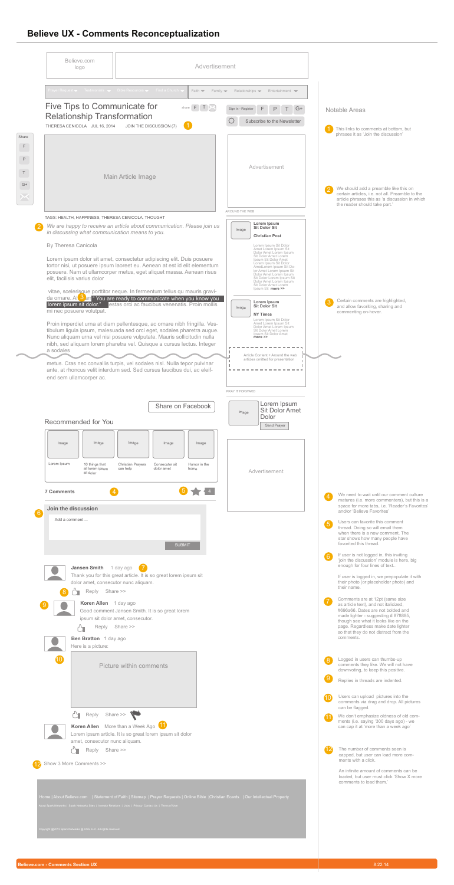# Believe UX - Comments Reconceptualization

Believe.com logo

Advertisement

Prayer Request | Testimonies | Bible Resources | Find a Church | Faith | Family | Relationships | Entertainment

## Five Tips to Communicate for Relationship Transformation

share F T

THERESA CENICOLA JUL 16, 2014 | JOIN THE DISCUSSION (7) (1)

Sign In - Register F P T G+

Subscribe to the Newsletter

Share F P T G+

Main Article Image

Advertisement

AROUND THE WEB

TAGS: HEALTH, HAPPINESS, THERESA CENICOLA, THOUGHT

(2) *We are happy to receive an article about communication. Please join us in discussing what communication means to you.*

By Theresa Canicola

Lorem ipsum dolor sit amet, consectetur adipiscing elit. Duis posuere tortor nisi, ut posuere ipsum laoreet eu. Aenean at est id elit elementum posuere. Nam ut ullamcorper metus, eget aliquet massa. Aenean risus elit, facilisis varius dolor

vitae, scelerisque porttitor neque. In fermentum tellus qu mauris gravida ornare. Al(3)an " You are ready to communicate when you know you lorem ipsum sit dolor." estas orci ac faucibus venenatis. Proin mollis mi nec posuere volutpat.

Proin imperdiet urna at diam pellentesque, ac ornare nibh fringilla. Vestibulum ligula ipsum, malesuada sed orci eget, sodales pharetra augue. Nunc aliquam urna vel nisi posuere vulputate. Mauris sollicitudin nulla nibh, sed aliquam lorem pharetra vel. Quisque a cursus lectus. Integer a sodales

metus. Cras nec convallis turpis, vel sodales nisl. Nulla tepor pulvinar ante, at rhoncus velit interdum sed. Sed cursus faucibus dui, ac eleifend sem ullamcorper ac.

Image — **Lorem Ipsum Sit Dolor Sit** — **Christian Post**

Lorem Ipsum Sit Dolor Amet Lorem Ipsum Sit Dolor Amet Lorem Ipsum Sit Dolor Amet Lorem Ipsum Sit Dolor Amet Lorem Ipsum Sit Dolor AmetLorem Ipsum Sit Dolor Amet Lorem Ipsum Sit Dolor Amet Lorem Ipsum Sit Dolor Lorem Ipsum Sit Dolor Amet Lorem Ipsum Sit Dolor Amet Lorem Ipsum Sit **more >>**

Image — **Lorem Ipsum Sit Dolor Sit** — **NY Times**

Lorem Ipsum Sit Dolor Amet Lorem Ipsum Sit Dolor Amet Lorem Ipsum Sit Dolor Amet Lorem Ipsum Sit Dolor Amet **more >>**

Article Content + Around the web articles omitted for presentation

PRAY IT FORWARD

Image — Lorem Ipsum Sit Dolor Amet Dolor — Send Prayer

Share on Facebook

Advertisement

### Recommended for You

| Image | Image | Image | Image | Image |
|---|---|---|---|---|
| Lorem Ipsum | 10 things that all lorem ipsum sit dolor | Christian Prayers can help | Consecutor sit dolor amet | Humor in the home |

**7 Comments** (4) (5) ★ 4

(6) **Join the discussion**

Add a comment ...

SUBMIT

**Jansen Smith** 1 day ago (7)
Thank you for this great article. It is so great lorem ipsum sit dolor amet, consecutor nunc aliquam.
(8) Reply Share >>

(9) **Koren Allen** 1 day ago
Good comment Jansen Smith. It is so great lorem ipsum sit dolor amet, consecutor.
Reply Share >>

**Ben Bratton** 1 day ago
Here is a picture:

(10) Picture within comments

Reply Share >>

**Koren Allen** More than a Week Ago (11)
Lorem ipsum article. It is so great lorem ipsum sit dolor amet, consecutor nunc aliquam.
Reply Share >>

(12) Show 3 More Comments >>

Home | About Believe.com | Statement of Faith | Sitemap | Prayer Requests | Online Bible | Christian Ecards | Our Intellectual Property

About Spark Networks | Spark Networks Sites | Investor Relations | Jobs | Privacy Contact Us | Terms of Use

Copyright @2012 Spark Networks ® USA, LLC. All rights reserved

## Notable Areas

1. This links to comments at bottom, but phrases it as 'Join the discussion'
2. We should add a preamble like this on certain articles, i.e. not all. Preamble to the article phrases this as 'a discussion in which the reader should take part.'
3. Certain comments are highlighted, and allow favoriting, sharing and commenting on-hover.
4. We need to wait until our comment culture matures (i.e. more commenters), but this is a space for more tabs, i.e. 'Reader's Favorites' and/or 'Believe Favorites'
5. Users can favorite this comment thread. Doing so will email them when there is a new comment. The star shows how many people have favorited this thread.
6. If user is not logged in, this inviting 'join the discussion' module is here, big enough for four lines of text.

   If user is logged in, we prepopulate it with their photo (or placeholder photo) and their name.
7. Comments are at 12pt (same size as article text), and not italicized, #696a66. Dates are not bolded and made lighter - suggesting # 878885, though see what it looks like on the page. Regardless make date lighter so that they do not distract from the comments.
8. Logged in users can thumbs-up comments they like. We will not have downvoting, to keep this positive.
9. Replies in threads are indented.
10. Users can upload pictures into the comments via drag and drop. All pictures can be flagged.
11. We don't emphasize oldness of old comments (i.e. saying '300 days ago') - we can cap it at 'more than a week ago'
12. The number of comments seen is capped, but user can load more comments with a click.

    An infinite amount of comments can be loaded, but user must click 'Show X more comments to load them.'

Believe.com - Comments Section UX — 8.22.14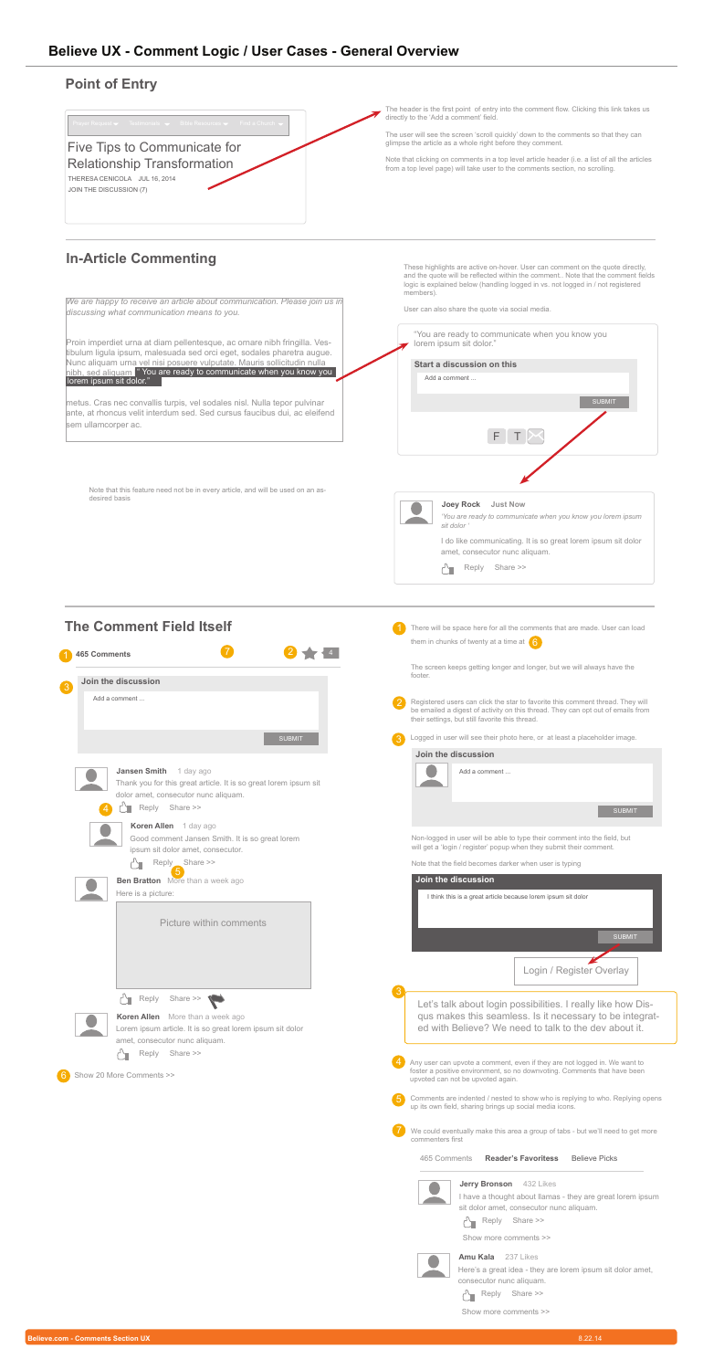# Believe UX - Comment Logic / User Cases - General Overview

## Point of Entry

Prayer Request ▾ Sermonettes ▾ Bible Resources ▾ Find a Church ▾

Five Tips to Communicate for Relationship Transformation

THERESA CENICOLA JUL 16, 2014

JOIN THE DISCUSSION (7)

The header is the first point of entry into the comment flow. Clicking this link takes us directly to the 'Add a comment' field.

The user will see the screen 'scroll quickly' down to the comments so that they can glimpse the article as a whole right before they comment.

Note that clicking on comments in a top level article header (i.e. a list of all the articles from a top level page) will take user to the comments section, no scrolling.

## In-Article Commenting

*We are happy to receive an article about communication. Please join us in discussing what communication means to you.*

Proin imperdiet urna at diam pellentesque, ac ornare nibh fringilla. Vestibulum ligula ipsum, malesuada sed orci eget, sodales pharetra augue. Nunc aliquam urna vel nisi posuere vulputate. Mauris sollicitudin nulla nibh, sed aliquam **"You are ready to communicate when you know you lorem ipsum sit dolor."** metus. Cras nec convallis turpis, vel sodales nisl. Nulla tepor pulvinar ante, at rhoncus velit interdum sed. Sed cursus faucibus dui, ac eleifend sem ullamcorper ac.

Note that this feature need not be in every article, and will be used on an as-desired basis

These highlights are active on-hover. User can comment on the quote directly, and the quote will be reflected within the comment.. Note that the comment fields logic is explained below (handling logged in vs. not logged in / not registered members).

User can also share the quote via social media.

"You are ready to communicate when you know you lorem ipsum sit dolor."

**Start a discussion on this**

Add a comment ...

SUBMIT

F T ✉

**Joey Rock** **Just Now**

*"You are ready to communicate when you know you lorem ipsum sit dolor "*

I do like communicating. It is so great lorem ipsum sit dolor amet, consecutor nunc aliquam.

Reply Share >>

## The Comment Field Itself

(1) **465 Comments** (7) (2) ★ 4

(3) **Join the discussion**

Add a comment ...

SUBMIT

**Jansen Smith** 1 day ago

Thank you for this great article. It is so great lorem ipsum sit dolor amet, consecutor nunc aliquam.

(4) Reply Share >>

**Koren Allen** 1 day ago

Good comment Jansen Smith. It is so great lorem ipsum sit dolor amet, consecutor.

Reply (5) Share >>

**Ben Bratton** More than a week ago

Here is a picture:

Picture within comments

Reply Share >>

**Koren Allen** More than a week ago

Lorem ipsum article. It is so great lorem ipsum sit dolor amet, consecutor nunc aliquam.

Reply Share >>

(6) Show 20 More Comments >>

(1) There will be space here for all the comments that are made. User can load them in chunks of twenty at a time at (6)

The screen keeps getting longer and longer, but we will always have the footer.

(2) Registered users can click the star to favorite this comment thread. They will be emailed a digest of activity on this thread. They can opt out of emails from their settings, but still favorite this thread.

(3) Logged in user will see their photo here, or at least a placeholder image.

**Join the discussion**

Add a comment ...

SUBMIT

Non-logged in user will be able to type their comment into the field, but will get a 'login / register' popup when they submit their comment.

Note that the field becomes darker when user is typing

**Join the discussion**

I think this is a great article because lorem ipsum sit dolor

SUBMIT

Login / Register Overlay

(3) Let's talk about login possibilities. I really like how Disqus makes this seamless. Is it necessary to be integrated with Believe? We need to talk to the dev about it.

(4) Any user can upvote a comment, even if they are not logged in. We want to foster a positive environment, so no downvoting. Comments that have been upvoted can not be upvoted again.

(5) Comments are indented / nested to show who is replying to who. Replying opens up its own field, sharing brings up social media icons.

(7) We could eventually make this area a group of tabs - but we'll need to get more commenters first

465 Comments **Reader's Favoritess** Believe Picks

**Jerry Bronson** 432 Likes

I have a thought about llamas - they are great lorem ipsum sit dolor amet, consecutor nunc aliquam.

Reply Share >>

Show more comments >>

**Amu Kala** 237 Likes

Here's a great idea - they are lorem ipsum sit dolor amet, consecutor nunc aliquam.

Reply Share >>

Show more comments >>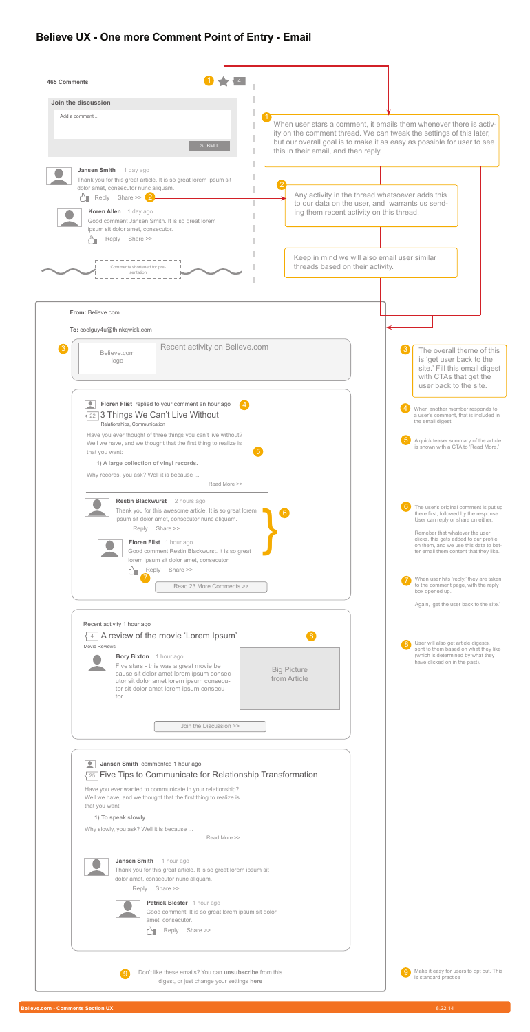# Believe UX - One more Comment Point of Entry - Email

**465 Comments** 1 ★ 4

**Join the discussion**

Add a comment ...

SUBMIT

**Jansen Smith** 1 day ago
Thank you for this great article. It is so great lorem ipsum sit dolor amet, consecutor nunc aliquam.
Reply Share >> 2

**Koren Allen** 1 day ago
Good comment Jansen Smith. It is so great lorem ipsum sit dolor amet, consecutor.
Reply Share >>

Comments shortened for presentation

1 When user stars a comment, it emails them whenever there is activity on the comment thread. We can tweak the settings of this later, but our overall goal is to make it as easy as possible for user to see this in their email, and then reply.

2 Any activity in the thread whatsoever adds this to our data on the user, and warrants us sending them recent activity on this thread.

Keep in mind we will also email user similar threads based on their activity.

---

**From:** Believe.com

**To:** coolguy4u@thinkqwick.com

3 Believe.com logo — Recent activity on Believe.com

**Floren Flist** replied to your comment an hour ago 4
22 3 Things We Can't Live Without
Relationships, Communication

Have you ever thought of three things you can't live without? Well we have, and we thought that the first thing to realize is that you want: 5

**1) A large collection of vinyl records.**

Why records, you ask? Well it is because ...

Read More >>

**Restin Blackwurst** 2 hours ago
Thank you for this awesome article. It is so great lorem ipsum sit dolor amet, consecutor nunc aliquam. 6
Reply Share >>

**Floren Flist** 1 hour ago
Good comment Restin Blackwurst. It is so great lorem ipsum sit dolor amet, consecutor.
Reply Share >> 7

Read 23 More Comments >>

Recent activity 1 hour ago
4 A review of the movie 'Lorem Ipsum' 8
Movie Reviews

**Bory Bixton** 1 hour ago
Five stars - this was a great movie be cause sit dolor amet lorem ipsum consecutor sit dolor amet lorem ipsum consecutor sit dolor amet lorem ipsum consecutor...

Big Picture from Article

Join the Discussion >>

**Jansen Smith** commented 1 hour ago
25 Five Tips to Communicate for Relationship Transformation

Have you ever wanted to communicate in your relationship? Well we have, and we thought that the first thing to realize is that you want:

**1) To speak slowly**

Why slowly, you ask? Well it is because ...

Read More >>

**Jansen Smith** 1 hour ago
Thank you for this great article. It is so great lorem ipsum sit dolor amet, consecutor nunc aliquam.
Reply Share >>

**Patrick Blester** 1 hour ago
Good comment. It is so great lorem ipsum sit dolor amet, consecutor.
Reply Share >>

9 Don't like these emails? You can **unsubscribe** from this digest, or just change your settings **here**

---

3 The overall theme of this is 'get user back to the site.' Fill this email digest with CTAs that get the user back to the site.

4 When another member responds to a user's comment, that is included in the email digest.

5 A quick teaser summary of the article is shown with a CTA to 'Read More.'

6 The user's original comment is put up there first, followed by the response. User can reply or share on either.

Remeber that whatever the user clicks, this gets added to our profile on them, and we use this data to better email them content that they like.

7 When user hits 'reply,' they are taken to the comment page, with the reply box opened up.

Again, 'get the user back to the site.'

8 User will also get article digests, sent to them based on what they like (which is determined by what they have clicked on in the past).

9 Make it easy for users to opt out. This is standard practice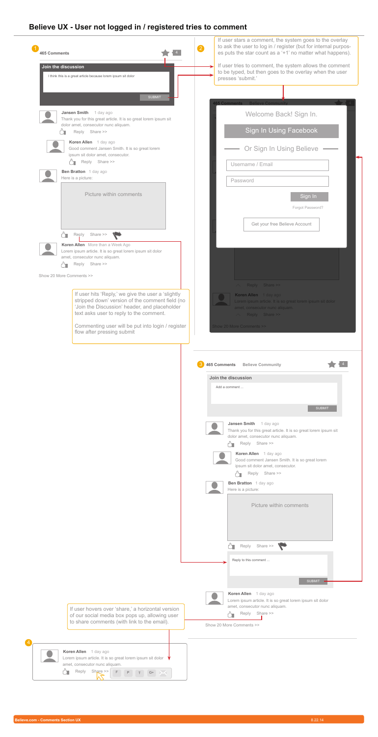# Believe UX - User not logged in / registered tries to comment

**1**

**465 Comments** ★ 4

**Join the discussion**

I think this is a great article because lorem ipsum sit dolor

SUBMIT

**Jansen Smith** 1 day ago
Thank you for this great article. It is so great lorem ipsum sit dolor amet, consecutor nunc aliquam.
Reply Share >>

**Koren Allen** 1 day ago
Good comment Jansen Smith. It is so great lorem ipsum sit dolor amet, consecutor.
Reply Share >>

**Ben Bratton** 1 day ago
Here is a picture:

Picture within comments

Reply Share >>

**Koren Allen** More than a Week Ago
Lorem ipsum article. It is so great lorem ipsum sit dolor amet, consecutor nunc aliquam.
Reply Share >>

Show 20 More Comments >>

If user hits 'Reply,' we give the user a 'slightly stripped down' version of the comment field (no 'Join the Discussion' header, and placeholder text asks user to reply to the comment.

Commenting user will be put into login / register flow after pressing submit

**2**

If user stars a comment, the system goes to the overlay to ask the user to log in / register (but for internal purposes puts the star count as a '+1' no matter what happens).

If user tries to comment, the system allows the comment to be typed, but then goes to the overlay when the user presses 'submit.'

**465 Comments** **Believe Community**

Welcome Back! Sign In.

Sign In Using Facebook

Or Sign In Using Believe

Username / Email

Password

Sign In

Forgot Password?

Get your free Believe Account

Reply Share >>

**Koren Allen** 1 day ago
Lorem ipsum article. It is so great lorem ipsum sit dolor amet, consecutor nunc aliquam.
Reply Share >>

Show 20 More Comments >>

**3**

**465 Comments** **Believe Community** ★ 4

**Join the discussion**

Add a comment ...

SUBMIT

**Jansen Smith** 1 day ago
Thank you for this great article. It is so great lorem ipsum sit dolor amet, consecutor nunc aliquam.
Reply Share >>

**Koren Allen** 1 day ago
Good comment Jansen Smith. It is so great lorem ipsum sit dolor amet, consecutor.
Reply Share >>

**Ben Bratton** 1 day ago
Here is a picture:

Picture within comments

Reply Share >>

Reply to this comment ...

SUBMIT

**Koren Allen** 1 day ago
Lorem ipsum article. It is so great lorem ipsum sit dolor amet, consecutor nunc aliquam.
Reply Share >>

Show 20 More Comments >>

If user hovers over 'share,' a horizontal version of our social media box pops up, allowing user to share comments (with link to the email).

**4**

**Koren Allen** 1 day ago
Lorem ipsum article. It is so great lorem ipsum sit dolor amet, consecutor nunc aliquam.
Reply Share >> F P T G+

Believe.com - Comments Section UX

8.22.14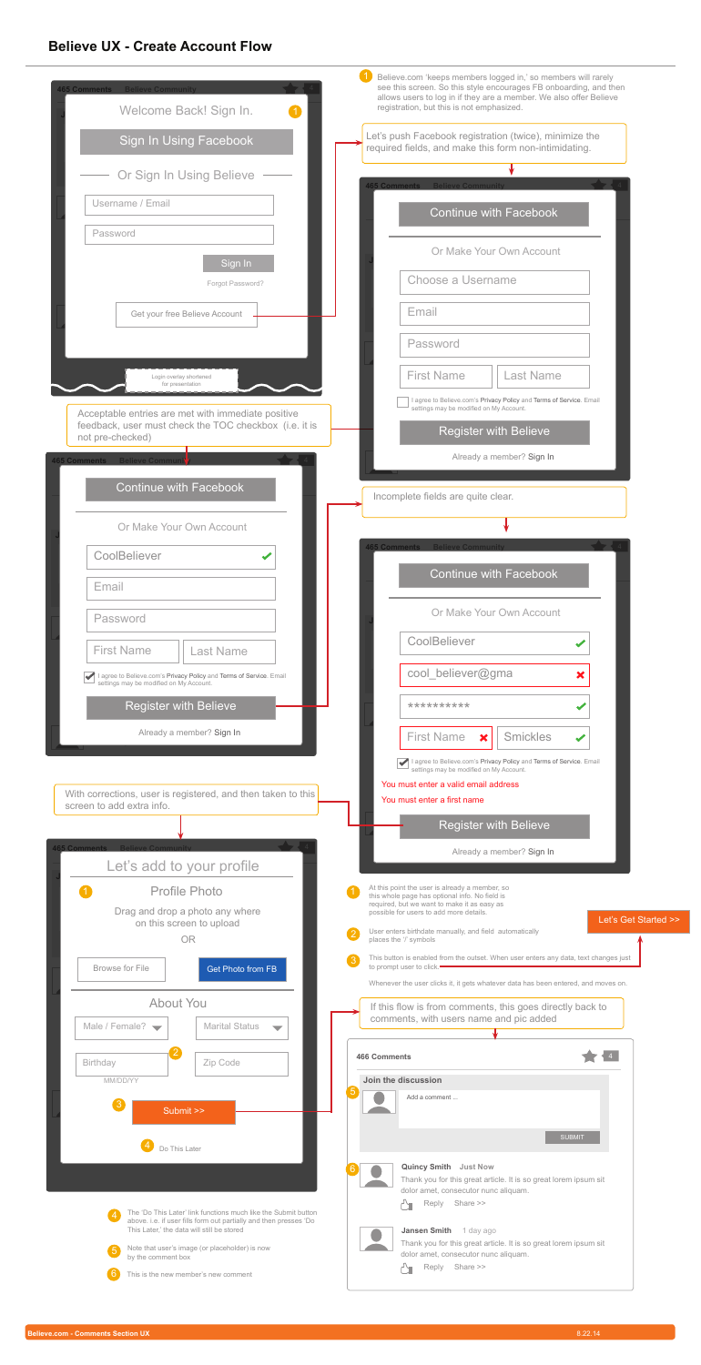# Believe UX - Create Account Flow

**465 Comments** Believe Community

Welcome Back! Sign In.

Sign In Using Facebook

Or Sign In Using Believe

Username / Email

Password

Sign In

Forgot Password?

Get your free Believe Account

Login overlay shortened for presentation

1. Believe.com 'keeps members logged in,' so members will rarely see this screen. So this style encourages FB onboarding, and then allows users to log in if they are a member. We also offer Believe registration, but this is not emphasized.

Let's push Facebook registration (twice), minimize the required fields, and make this form non-intimidating.

**465 Comments** Believe Community

Continue with Facebook

Or Make Your Own Account

Choose a Username

Email

Password

First Name | Last Name

I agree to Believe.com's Privacy Policy and Terms of Service. Email settings may be modified on My Account.

Register with Believe

Already a member? Sign In

Acceptable entries are met with immediate positive feedback, user must check the TOC checkbox (i.e. it is not pre-checked)

**465 Comments** Believe Community

Continue with Facebook

Or Make Your Own Account

CoolBeliever ✔

Email

Password

First Name | Last Name

✔ I agree to Believe.com's Privacy Policy and Terms of Service. Email settings may be modified on My Account.

Register with Believe

Already a member? Sign In

Incomplete fields are quite clear.

**465 Comments** Believe Community

Continue with Facebook

Or Make Your Own Account

CoolBeliever ✔

cool_believer@gma ✖

********** ✔

First Name ✖ | Smickles ✔

✔ I agree to Believe.com's Privacy Policy and Terms of Service. Email settings may be modified on My Account.

You must enter a valid email address

You must enter a first name

Register with Believe

Already a member? Sign In

With corrections, user is registered, and then taken to this screen to add extra info.

**465 Comments** Believe Community

Let's add to your profile

1. Profile Photo

Drag and drop a photo any where on this screen to upload

OR

Browse for File | Get Photo from FB

About You

Male / Female? | Marital Status

2. Birthday MM/DD/YY | Zip Code

3. Submit >>

4. Do This Later

1. At this point the user is already a member, so this whole page has optional info. No field is required, but we want to make it as easy as possible for users to add more details.
2. User enters birthdate manually, and field automatically places the '/' symbols
3. This button is enabled from the outset. When user enters any data, text changes just to prompt user to click. — Let's Get Started >>

Whenever the user clicks it, it gets whatever data has been entered, and moves on.

4. The 'Do This Later' link functions much like the Submit button above. i.e. if user fills form out partially and then presses 'Do This Later,' the data will still be stored
5. Note that user's image (or placeholder) is now by the comment box
6. This is the new member's new comment

If this flow is from comments, this goes directly back to comments, with users name and pic added

**466 Comments**

5. Join the discussion

Add a comment ...

SUBMIT

6. **Quincy Smith** Just Now

Thank you for this great article. It is so great lorem ipsum sit dolor amet, consecutor nunc aliquam.

Reply Share >>

**Jansen Smith** 1 day ago

Thank you for this great article. It is so great lorem ipsum sit dolor amet, consecutor nunc aliquam.

Reply Share >>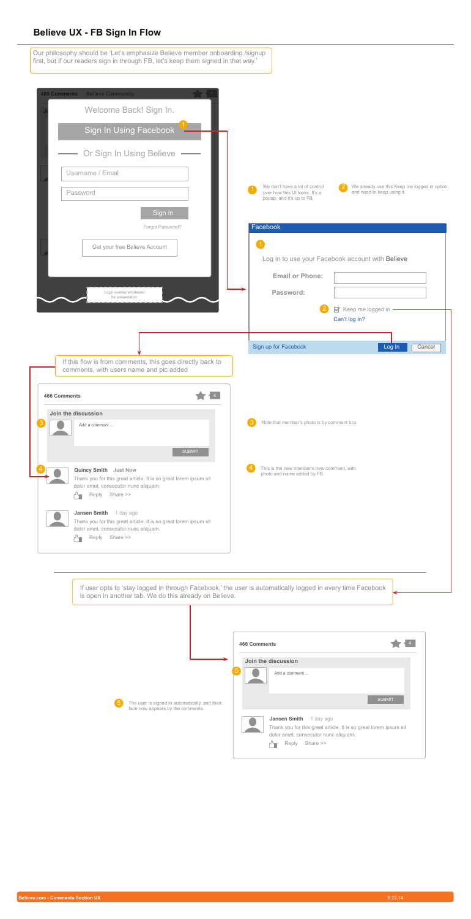# Believe UX - FB Sign In Flow

Our philosophy should be 'Let's emphasize Believe member onboarding /signup first, but if our readers sign in through FB, let's keep them signed in that way.'

465 Comments   Believe Community

**Welcome Back! Sign In.**

Sign In Using Facebook (1)

Or Sign In Using Believe

Username / Email

Password

Sign In

Forgot Password?

Get your free Believe Account

Login overlay shortened for presentation

(1) We don't have a lot of control over how this UI looks. It's a popup, and it's up to FB.

(2) We already use this Keep me logged in option, and need to keep using it.

**Facebook**

(1)

Log in to use your Facebook account with Believe

Email or Phone:

Password:

(2) ☑ Keep me logged in

Can't log in?

Sign up for Facebook   Log In   Cancel

If this flow is from comments, this goes directly back to comments, with users name and pic added

466 Comments

**Join the discussion**

(3) Add a comment ...

SUBMIT

(4) **Quincy Smith** Just Now

Thank you for this great article. It is so great lorem ipsum sit dolor amet, consecutor nunc aliquam.

Reply   Share >>

**Jansen Smith** 1 day ago

Thank you for this great article. It is so great lorem ipsum sit dolor amet, consecutor nunc aliquam.

Reply   Share >>

(3) Note that member's photo is by comment box

(4) This is the new member's new comment, with photo and name added by FB.

If user opts to 'stay logged in through Facebook,' the user is automatically logged in every time Facebook is open in another tab. We do this already on Believe.

466 Comments

**Join the discussion**

(5) Add a comment ...

SUBMIT

**Jansen Smith** 1 day ago

Thank you for this great article. It is so great lorem ipsum sit dolor amet, consecutor nunc aliquam.

Reply   Share >>

(5) The user is signed in automatically, and their face now appears by the comments.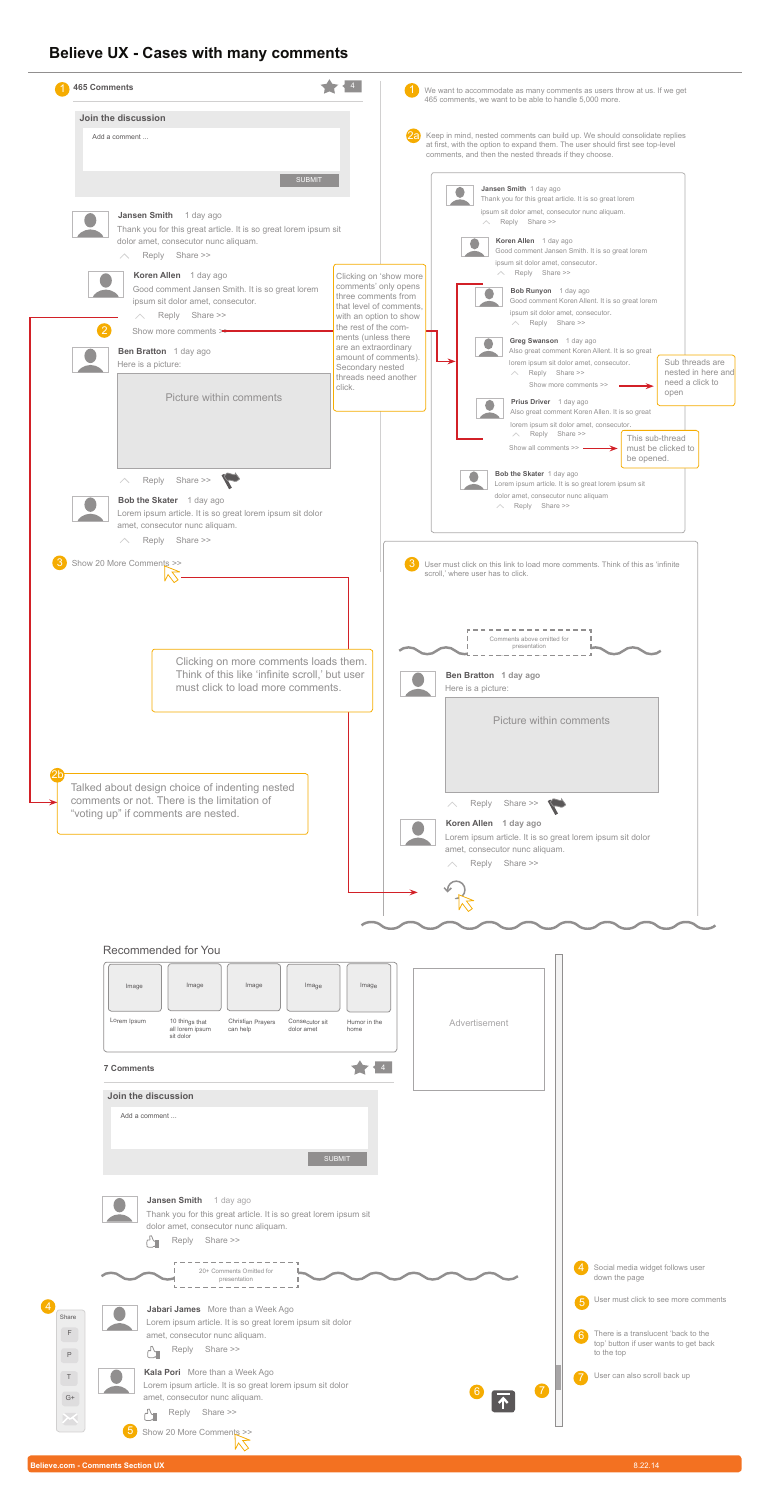# Believe UX - Cases with many comments

1 465 Comments

4

**Join the discussion**

Add a comment ...

SUBMIT

**Jansen Smith** 1 day ago

Thank you for this great article. It is so great lorem ipsum sit dolor amet, consecutor nunc aliquam.

Reply Share >>

**Koren Allen** 1 day ago

Good comment Jansen Smith. It is so great lorem ipsum sit dolor amet, consecutor.

Reply Share >>

2 Show more comments >>

**Ben Bratton** 1 day ago

Here is a picture:

Picture within comments

Reply Share >>

**Bob the Skater** 1 day ago

Lorem ipsum article. It is so great lorem ipsum sit dolor amet, consecutor nunc aliquam.

Reply Share >>

3 Show 20 More Comments >>

Clicking on 'show more comments' only opens three comments from that level of comments, with an option to show the rest of the comments (unless there are an extraordinary amount of comments). Secondary nested threads need another click.

Clicking on more comments loads them. Think of this like 'infinite scroll,' but user must click to load more comments.

2b Talked about design choice of indenting nested comments or not. There is the limitation of "voting up" if comments are nested.

1 We want to accommodate as many comments as users throw at us. If we get 465 comments, we want to be able to handle 5,000 more.

2a Keep in mind, nested comments can build up. We should consolidate replies at first, with the option to expand them. The user should first see top-level comments, and then the nested threads if they choose.

**Jansen Smith** 1 day ago

Thank you for this great article. It is so great lorem ipsum sit dolor amet, consecutor nunc aliquam.

Reply Share >>

**Koren Allen** 1 day ago

Good comment Jansen Smith. It is so great lorem ipsum sit dolor amet, consecutor.

Reply Share >>

**Bob Runyon** 1 day ago

Good comment Koren Allent. It is so great lorem ipsum sit dolor amet, consecutor.

Reply Share >>

**Greg Swanson** 1 day ago

Also great comment Koren Allent. It is so great lorem ipsum sit dolor amet, consecutor.

Reply Share >>

Show more comments >>

Sub threads are nested in here and need a click to open

**Prius Driver** 1 day ago

Also great comment Koren Allen. It is so great lorem ipsum sit dolor amet, consecutor.

Reply Share >>

Show all comments >>

This sub-thread must be clicked to be opened.

**Bob the Skater** 1 day ago

Lorem ipsum article. It is so great lorem ipsum sit dolor amet, consecutor nunc aliquam

Reply Share >>

3 User must click on this link to load more comments. Think of this as 'infinite scroll,' where user has to click.

Comments above omitted for presentation

**Ben Bratton** 1 day ago

Here is a picture:

Picture within comments

Reply Share >>

**Koren Allen** 1 day ago

Lorem ipsum article. It is so great lorem ipsum sit dolor amet, consecutor nunc aliquam.

Reply Share >>

Recommended for You

| Image | Image | Image | Image | Image |
|---|---|---|---|---|
| Lorem Ipsum | 10 things that all lorem ipsum sit dolor | Christian Prayers can help | Consecutor sit dolor amet | Humor in the home |

Advertisement

**7 Comments**

4

**Join the discussion**

Add a comment ...

SUBMIT

**Jansen Smith** 1 day ago

Thank you for this great article. It is so great lorem ipsum sit dolor amet, consecutor nunc aliquam.

Reply Share >>

20+ Comments Omitted for presentation

4 Share F P T G+

**Jabari James** More than a Week Ago

Lorem ipsum article. It is so great lorem ipsum sit dolor amet, consecutor nunc aliquam.

Reply Share >>

**Kala Pori** More than a Week Ago

Lorem ipsum article. It is so great lorem ipsum sit dolor amet, consecutor nunc aliquam.

Reply Share >>

5 Show 20 More Comments >>

6 7

4 Social media widget follows user down the page

5 User must click to see more comments

6 There is a translucent 'back to the top' button if user wants to get back to the top

7 User can also scroll back up

Believe.com - Comments Section UX 8.22.14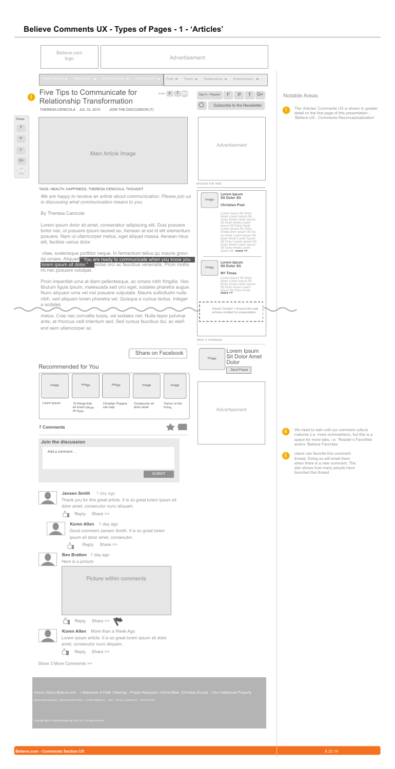# Believe Comments UX - Types of Pages - 1 - 'Articles'

Believe.com logo

Advertisement

Prayer Request | Testimonies | Bible Resources | Find a Church | Faith | Family | Relationships | Entertainment

1 Five Tips to Communicate for Relationship Transformation

share F T

THERESA CENICOLA JUL 16, 2014 | JOIN THE DISCUSSION (7)

Sign In - Register F P T G+

Subscribe to the Newsletter

Share F P T G+

Main Article Image

Advertisement

AROUND THE WEB

TAGS: HEALTH, HAPPINESS, THERESA CENICOLA, THOUGHT

*We are happy to receive an article about communication. Please join us in discussing what communication means to you.*

By Theresa Canicola

Lorem ipsum dolor sit amet, consectetur adipiscing elit. Duis posuere tortor nisi, ut posuere ipsum laoreet eu. Aenean at est id elit elementum posuere. Nam ut ullamcorper metus, eget aliquet massa. Aenean risus elit, facilisis varius dolor

vitae, scelerisque porttitor neque. In fermentum tellus qu mauris gravida ornare. Aliquam " You are ready to communicate when you know you lorem ipsum sit dolor." estas orci ac faucibus venenatis. Proin mollis mi nec posuere volutpat.

Proin imperdiet urna at diam pellentesque, ac ornare nibh fringilla. Vestibulum ligula ipsum, malesuada sed orci eget, sodales pharetra augue. Nunc aliquam urna vel nisi posuere vulputate. Mauris sollicitudin nulla nibh, sed aliquam lorem pharetra vel. Quisque a cursus lectus. Integer a sodales

metus. Cras nec convallis turpis, vel sodales nisl. Nulla tepor pulvinar ante, at rhoncus velit interdum sed. Sed cursus faucibus dui, ac eleifend sem ullamcorper ac.

Image — Lorem Ipsum Sit Dolor Sit — **Christian Post** — Lorem Ipsum Sit Dolor Amet Lorem Ipsum Sit Dolor Amet Lorem Ipsum Sit Dolor Amet Lorem Ipsum Sit Dolor Amet Lorem Ipsum Sit Dolor AmetLorem Ipsum Sit Dolor Amet Lorem Ipsum Sit Dolor Amet Lorem Ipsum Sit Dolor Lorem Ipsum Sit Dolor Amet Lorem Ipsum Sit Dolor Amet Lorem Ipsum Sit **more >>**

Image — Lorem Ipsum Sit Dolor Sit — **NY Times** — Lorem Ipsum Sit Dolor Amet Lorem Ipsum Sit Dolor Amet Lorem Ipsum Sit Dolor Amet Lorem Ipsum Sit Dolor Amet **more >>**

Article Content + Around the web articles omitted for presentation

PRAY IT FORWARD

Image — Lorem Ipsum Sit Dolor Amet Dolor — Send Prayer

Share on Facebook

Recommended for You

| Image | Image | Image | Image | Image |
|---|---|---|---|---|
| Lorem Ipsum | 10 things that all lorem ipsum sit dolor | Christian Prayers can help | Consecutor sit dolor amet | Humor in the home |

Advertisement

**7 Comments**

**Join the discussion**

Add a comment ...

SUBMIT

**Jansen Smith** 1 day ago
Thank you for this great article. It is so great lorem ipsum sit dolor amet, consecutor nunc aliquam.
Reply Share >>

**Koren Allen** 1 day ago
Good comment Jansen Smith. It is so great lorem ipsum sit dolor amet, consecutor.
Reply Share >>

**Ben Bratton** 1 day ago
Here is a picture:

Picture within comments

Reply Share >>

**Koren Allen** More than a Week Ago
Lorem ipsum article. It is so great lorem ipsum sit dolor amet, consecutor nunc aliquam.
Reply Share >>

Show 3 More Comments >>

Home | About Believe.com | Statement of Faith | Sitemap | Prayer Requests | Online Bible | Christian Ecards | Our Intellectual Property

About Spark Networks | Spark Networks Sites | Investor Relations | Jobs | Privacy, Contact Us | Terms of Use

Copyright @2012 Spark Networks ® USA, LLC. All rights reserved.

## Notable Areas

1. The 'Articles' Comments UX is shown in greater detail on the first page of this presentation - 'Believe UX - Comments Reconceptualization'

4. We need to wait until our comment culture matures (i.e. more commenters), but this is a space for more tabs, i.e. 'Reader's Favorites' and/or 'Believe Favorites'

5. Users can favorite this comment thread. Doing so will email them when there is a new comment. The star shows how many people have favorited this thread.

Believe.com - Comments Section UX

8.22.14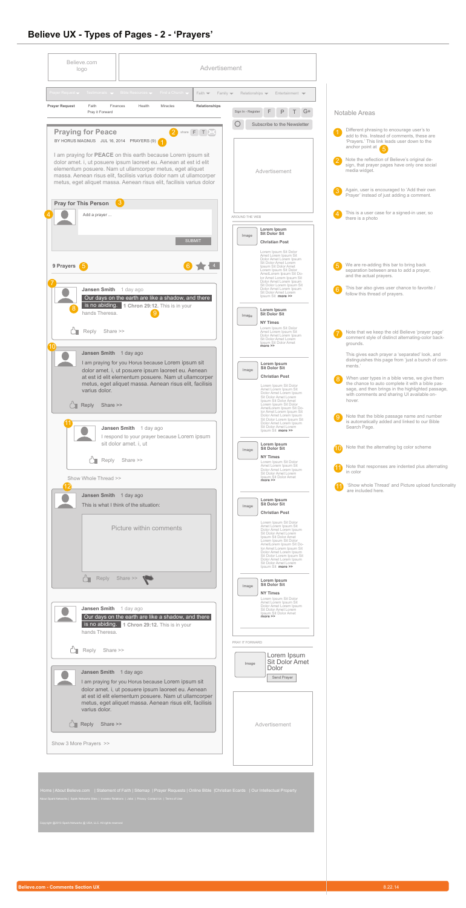# Believe UX - Types of Pages - 2 - 'Prayers'

Believe.com logo

Advertisement

Prayer Request | Testimonies | Bible Resources | Find a Church | Faith | Family | Relationships | Entertainment

Prayer Request | Faith | Finances | Health | Miracles | Relationships

Pray it Forward

Sign In - Register | F | P | T | G+

Subscribe to the Newsletter

## Praying for Peace

(2) share F T

BY HORUS MAGNUS JUL 16, 2014 PRAYERS (9) (1)

I am praying for **PEACE** on this earth because Lorem ipsum sit dolor amet. i, ut posuere ipsum laoreet eu. Aenean at est id elit elementum posuere. Nam ut ullamcorper metus, eget aliquet massa. Aenean risus elit, facilisis varius dolor nam ut ullamcorper metus, eget aliquet massa. Aenean risus elit, facilisis varius dolor

Advertisement

### Pray for This Person (3)

(4) Add a prayer ...

SUBMIT

AROUND THE WEB

Image — **Lorem Ipsum Sit Dolor Sit** — **Christian Post** — Lorem Ipsum Sit Dolor Amet Lorem Ipsum Sit Dolor Amet Lorem Ipsum Sit Dolor Amet Lorem Ipsum Sit Dolor Amet Lorem Ipsum Sit Dolor Amet Lorem Ipsum Sit Dolor AmetLorem Ipsum Sit Dolor Amet Lorem Ipsum Sit Dolor Amet Lorem Ipsum Sit Dolor Lorem Ipsum Sit Dolor Amet Lorem Ipsum Sit Dolor Amet Lorem Ipsum Sit **more >>**

Image — **Lorem Ipsum Sit Dolor Sit** — **NY Times** — Lorem Ipsum Sit Dolor Amet Lorem Ipsum Sit Dolor Amet Lorem Ipsum Sit Dolor Amet Lorem Ipsum Sit Dolor Amet **more >>**

**9 Prayers** (5) (6) 4

(7) **Jansen Smith** 1 day ago

Our days on the earth are like a shadow, and there is no abiding. **1 Chron 29:12.** This is in your hands Theresa. (8) (9)

Reply Share >>

(10) **Jansen Smith** 1 day ago

I am praying for you Horus because Lorem ipsum sit dolor amet. i, ut posuere ipsum laoreet eu. Aenean at est id elit elementum posuere. Nam ut ullamcorper metus, eget aliquet massa. Aenean risus elit, facilisis varius dolor.

Reply Share >>

(11) **Jansen Smith** 1 day ago

I respond to your prayer because Lorem ipsum sit dolor amet. i, ut

Reply Share >>

Show Whole Thread >>

(12) **Jansen Smith** 1 day ago

This is what I think of the situation:

Picture within comments

Reply Share >>

**Jansen Smith** 1 day ago

Our days on the earth are like a shadow, and there is no abiding. **1 Chron 29:12.** This is in your hands Theresa.

Reply Share >>

**Jansen Smith** 1 day ago

I am praying for you Horus because Lorem ipsum sit dolor amet. i, ut posuere ipsum laoreet eu. Aenean at est id elit elementum posuere. Nam ut ullamcorper metus, eget aliquet massa. Aenean risus elit, facilisis varius dolor.

Reply Share >>

Show 3 More Prayers >>

PRAY IT FORWARD

Image — Lorem Ipsum Sit Dolor Amet Dolor — Send Prayer

Advertisement

Home | About Believe.com | Statement of Faith | Sitemap | Prayer Requests | Online Bible | Christian Ecards | Our Intellectual Property

About Spark Networks | Spark Networks Sites | Investor Relations | Jobs | Privacy Contact Us | Terms of Use

Copyright @2012 Spark Networks @ USA, LLC. All rights reserved

## Notable Areas

1. Different phrasing to encourage user's to add to this. Instead of comments, these are 'Prayers.' This link leads user down to the anchor point at (5)
2. Note the reflection of Believe's original design, that prayer pages have only one social media widget.
3. Again, user is encouraged to 'Add their own Prayer' instead of just adding a comment.
4. This is a user case for a signed-in user, so there is a photo
5. We are re-adding this bar to bring back separation between area to add a prayer, and the actual prayers.
6. This bar also gives user chance to favorite / follow this thread of prayers.
7. Note that we keep the old Believe 'prayer page' comment style of distinct alternating-color backgrounds.

   This gives each prayer a 'separated' look, and distinguishes this page from 'just a bunch of comments.'
8. When user types in a bible verse, we give them the chance to auto complete it with a bible passage, and then brings in the highlighted passage, with comments and sharing UI available on-hover.
9. Note that the bible passage name and number is automatically added and linked to our Bible Search Page.
10. Note that the alternating bg color scheme
11. Note that responses are indented plus alternating in color
11. 'Show whole Thread' and Picture upload functionality are included here.

Believe.com - Comments Section UX — 8.22.14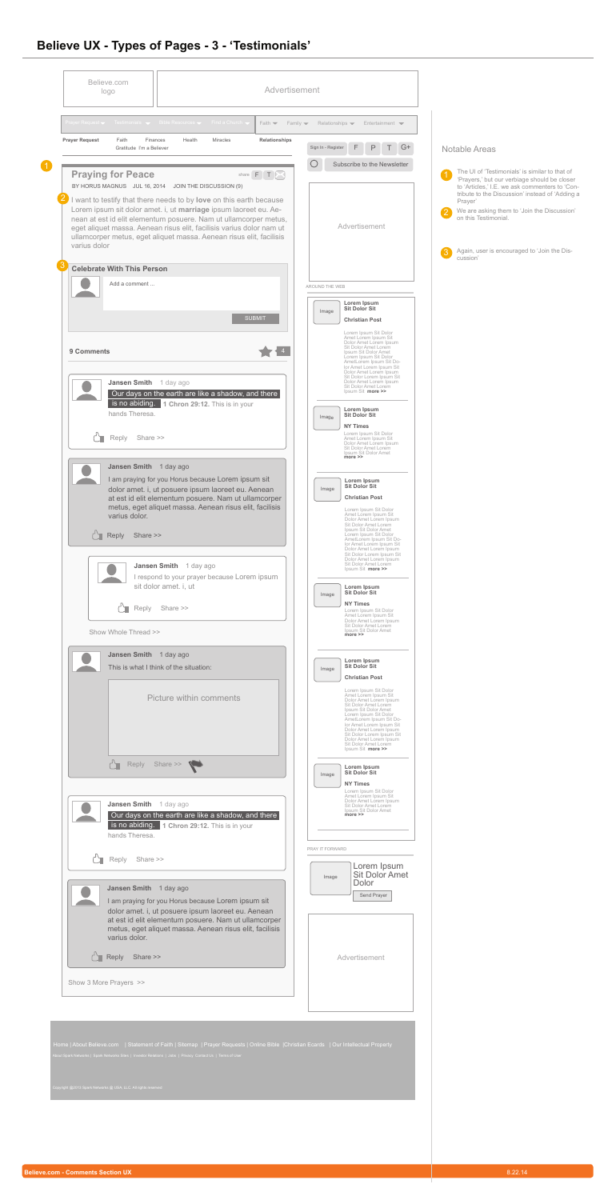# Believe UX - Types of Pages - 3 - 'Testimonials'

Believe.com logo

Advertisement

Prayer Request ▾ Testimonies ▾ Bible Resources ▾ Find a Church ▾ Faith ▾ Family ▾ Relationships ▾ Entertainment ▾

**Prayer Request** Faith Finances Health Miracles **Relationships**
Gratitude I'm a Believer

Sign In - Register F P T G+

Subscribe to the Newsletter

1

## Praying for Peace

share F T

BY HORUS MAGNUS JUL 16, 2014 JOIN THE DISCUSSION (9)

2 I want to testify that there needs to by **love** on this earth because Lorem ipsum sit dolor amet. i, ut **marriage** ipsum laoreet eu. Aenean at est id elit elementum posuere. Nam ut ullamcorper metus, eget aliquet massa. Aenean risus elit, facilisis varius dolor nam ut ullamcorper metus, eget aliquet massa. Aenean risus elit, facilisis varius dolor

3 **Celebrate With This Person**

Add a comment ...

SUBMIT

**9 Comments** 4

**Jansen Smith** 1 day ago
Our days on the earth are like a shadow, and there is no abiding. **1 Chron 29:12.** This is in your hands Theresa.
Reply Share >>

**Jansen Smith** 1 day ago
I am praying for you Horus because Lorem ipsum sit dolor amet. i, ut posuere ipsum laoreet eu. Aenean at est id elit elementum posuere. Nam ut ullamcorper metus, eget aliquet massa. Aenean risus elit, facilisis varius dolor.
Reply Share >>

**Jansen Smith** 1 day ago
I respond to your prayer because Lorem ipsum sit dolor amet. i, ut
Reply Share >>

Show Whole Thread >>

**Jansen Smith** 1 day ago
This is what I think of the situation:
Picture within comments
Reply Share >>

**Jansen Smith** 1 day ago
Our days on the earth are like a shadow, and there is no abiding. **1 Chron 29:12.** This is in your hands Theresa.
Reply Share >>

**Jansen Smith** 1 day ago
I am praying for you Horus because Lorem ipsum sit dolor amet. i, ut posuere ipsum laoreet eu. Aenean at est id elit elementum posuere. Nam ut ullamcorper metus, eget aliquet massa. Aenean risus elit, facilisis varius dolor.
Reply Share >>

Show 3 More Prayers >>

Advertisement

AROUND THE WEB

Image **Lorem Ipsum Sit Dolor Sit**
**Christian Post**
Lorem Ipsum Sit Dolor Amet Lorem Ipsum Sit Dolor Amet Lorem Ipsum Sit Dolor Amet Lorem Ipsum Sit Dolor Amet Lorem Ipsum Sit Dolor AmetLorem Ipsum Sit Dolor Amet Lorem Ipsum Sit Dolor Amet Lorem Ipsum Sit Dolor Lorem Ipsum Sit Dolor Amet Lorem Ipsum Sit Dolor Amet Lorem Ipsum Sit **more >>**

Image **Lorem Ipsum Sit Dolor Sit**
**NY Times**
Lorem Ipsum Sit Dolor Amet Lorem Ipsum Sit Dolor Amet Lorem Ipsum Sit Dolor Amet Lorem Ipsum Sit Dolor Amet **more >>**

Image **Lorem Ipsum Sit Dolor Sit**
**Christian Post**
Lorem Ipsum Sit Dolor Amet Lorem Ipsum Sit Dolor Amet Lorem Ipsum Sit Dolor Amet Lorem Ipsum Sit Dolor Amet Lorem Ipsum Sit Dolor AmetLorem Ipsum Sit Dolor Amet Lorem Ipsum Sit Dolor Amet Lorem Ipsum Sit Dolor Lorem Ipsum Sit Dolor Amet Lorem Ipsum Sit Dolor Amet Lorem Ipsum Sit **more >>**

Image **Lorem Ipsum Sit Dolor Sit**
**NY Times**
Lorem Ipsum Sit Dolor Amet Lorem Ipsum Sit Dolor Amet Lorem Ipsum Sit Dolor Amet Lorem Ipsum Sit Dolor Amet **more >>**

Image **Lorem Ipsum Sit Dolor Sit**
**Christian Post**
Lorem Ipsum Sit Dolor Amet Lorem Ipsum Sit Dolor Amet Lorem Ipsum Sit Dolor Amet Lorem Ipsum Sit Dolor Amet Lorem Ipsum Sit Dolor AmetLorem Ipsum Sit Dolor Amet Lorem Ipsum Sit Dolor Amet Lorem Ipsum Sit Dolor Lorem Ipsum Sit Dolor Amet Lorem Ipsum Sit Dolor Amet Lorem Ipsum Sit **more >>**

Image **Lorem Ipsum Sit Dolor Sit**
**NY Times**
Lorem Ipsum Sit Dolor Amet Lorem Ipsum Sit Dolor Amet Lorem Ipsum Sit Dolor Amet Lorem Ipsum Sit Dolor Amet **more >>**

PRAY IT FORWARD

Image Lorem Ipsum Sit Dolor Amet Dolor
Send Prayer

Advertisement

Home | About Believe.com | Statement of Faith | Sitemap | Prayer Requests | Online Bible | Christian Ecards | Our Intellectual Property

About Spark Networks | Spark Networks Sites | Investor Relations | Jobs | Privacy Contact Us | Terms of Use

Copyright @2012 Spark Networks @ USA, LLC. All rights reserved

## Notable Areas

1. The UI of 'Testimonials' is similar to that of 'Prayers,' but our verbiage should be closer to 'Articles,' I.E. we ask commenters to 'Contribute to the Discussion' instead of 'Adding a Prayer'
2. We are asking them to 'Join the Discussion' on this Testimonial.
3. Again, user is encouraged to 'Join the Discussion'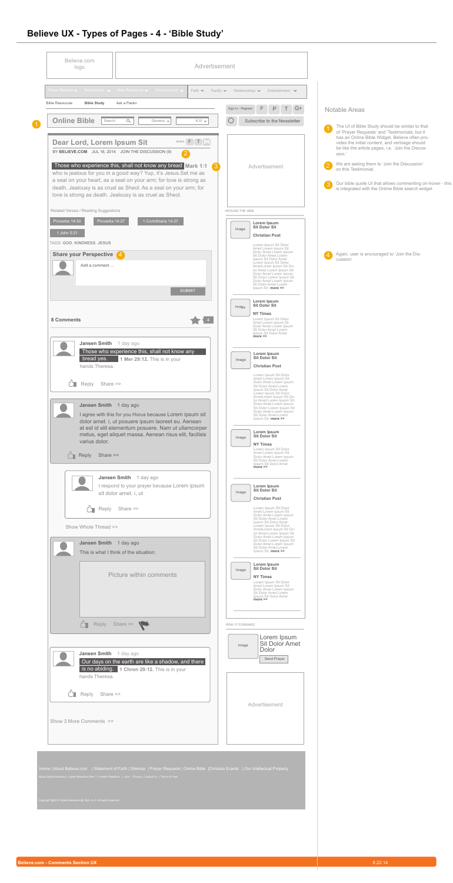# Believe UX - Types of Pages - 4 - 'Bible Study'

Believe.com logo

Advertisement

Prayer Request ▾ Testimonials ▾ Bible Resources ▾ Find a Church ▾ Faith ▾ Family ▾ Relationships ▾ Entertainment ▾

Bible Resources **Bible Study** Ask a Pastor

Sign In - Register F P T G+

1 **Online Bible** Search Genesis ▾ KJV ▾

Subscribe to the Newsletter

## Dear Lord, Lorem Ipsum Sit

share F T

BY **BELIEVE.COM** JUL 16, 2014 JOIN THE DISCUSSION (9) 2

Those who experience this, shall not know any bread. **Mark 1:1** 3 who is jealous for you in a good way? Yup, it's Jesus.Set me as a seal on your heart, as a seal on your arm; for love is strong as death. Jealousy is as cruel as Sheol. As a seal on your arm; for love is strong as death. Jealousy is as cruel as Sheol.

Advertisement

Related Verses / Reading Suggestions

Proverbs 14:30 | Proverbs 14:27 | 1 Corinthians 14:27 | 1 John 5:21

TAGS: **GOD, KINDNESS, JESUS**

**Share your Perspective** 4

Add a comment ...

SUBMIT

**8 Comments** 4

**Jansen Smith** 1 day ago
Those who experience this, shall not know any bread yes. **1 Mer 29:12.** This is in your hands Theresa.
Reply Share >>

**Jansen Smith** 1 day ago
I agree with this for you Horus because Lorem ipsum sit dolor amet. i, ut posuere ipsum laoreet eu. Aenean at est id elit elementum posuere. Nam ut ullamcorper metus, eget aliquet massa. Aenean risus elit, facilisis varius dolor.
Reply Share >>

**Jansen Smith** 1 day ago
I respond to your prayer because Lorem ipsum sit dolor amet. i, ut
Reply Share >>

Show Whole Thread >>

**Jansen Smith** 1 day ago
This is what I think of the situation:

Picture within comments

Reply Share >>

**Jansen Smith** 1 day ago
Our days on the earth are like a shadow, and there is no abiding. **1 Chron 29:12.** This is in your hands Theresa.
Reply Share >>

Show 3 More Comments >>

AROUND THE WEB

Image **Lorem Ipsum Sit Dolor Sit** **Christian Post**
Lorem Ipsum Sit Dolor Amet Lorem Ipsum Sit Dolor Amet Lorem Ipsum Sit Dolor Amet Lorem Ipsum Sit Dolor Amet Lorem Ipsum Sit Dolor AmetLorem Ipsum Sit Dolor Amet Lorem Ipsum Sit Dolor Amet Lorem Ipsum Sit Dolor Lorem Ipsum Sit Dolor Amet Lorem Ipsum Sit Dolor Amet Lorem Ipsum Sit **more >>**

Image **Lorem Ipsum Sit Dolor Sit** **NY Times**
Lorem Ipsum Sit Dolor Amet Lorem Ipsum Sit Dolor Amet Lorem Ipsum Sit Dolor Amet Lorem Ipsum Sit Dolor Amet **more >>**

Image **Lorem Ipsum Sit Dolor Sit** **Christian Post**
Lorem Ipsum Sit Dolor Amet Lorem Ipsum Sit Dolor Amet Lorem Ipsum Sit Dolor Amet Lorem Ipsum Sit Dolor Amet Lorem Ipsum Sit Dolor AmetLorem Ipsum Sit Dolor Amet Lorem Ipsum Sit Dolor Amet Lorem Ipsum Sit Dolor Lorem Ipsum Sit Dolor Amet Lorem Ipsum Sit Dolor Amet Lorem Ipsum Sit **more >>**

Image **Lorem Ipsum Sit Dolor Sit** **NY Times**
Lorem Ipsum Sit Dolor Amet Lorem Ipsum Sit Dolor Amet Lorem Ipsum Sit Dolor Amet Lorem Ipsum Sit Dolor Amet **more >>**

Image **Lorem Ipsum Sit Dolor Sit** **Christian Post**
Lorem Ipsum Sit Dolor Amet Lorem Ipsum Sit Dolor Amet Lorem Ipsum Sit Dolor Amet Lorem Ipsum Sit Dolor Amet Lorem Ipsum Sit Dolor AmetLorem Ipsum Sit Dolor Amet Lorem Ipsum Sit Dolor Amet Lorem Ipsum Sit Dolor Lorem Ipsum Sit Dolor Amet Lorem Ipsum Sit Dolor Amet Lorem Ipsum Sit **more >>**

Image **Lorem Ipsum Sit Dolor Sit** **NY Times**
Lorem Ipsum Sit Dolor Amet Lorem Ipsum Sit Dolor Amet Lorem Ipsum Sit Dolor Amet Lorem Ipsum Sit Dolor Amet **more >>**

PRAY IT FORWARD

Image Lorem Ipsum Sit Dolor Amet Dolor
Send Prayer

Advertisement

Home | About Believe.com | Statement of Faith | Sitemap | Prayer Requests | Online Bible | Christian Ecards | Our Intellectual Property

About Spark Networks | Spark Networks Sites | Investor Relations | Jobs | Privacy Contact Us | Terms of Use

Copyright @2012 Spark Networks @ USA, LLC. All rights reserved.

## Notable Areas

1. The UI of Bible Study should be similar to that of 'Prayer Requests' and 'Testimonials, but it has an Online Bible Widget, Believe often provides the initial content, and verbiage should be like the article pages, i.e. 'Join the Discussion.'
2. We are asking them to 'Join the Discussion' on this Testimonial.
3. Our bible quote UI that allows commenting on-hover - this is integrated with the Online Bible search widget
4. Again, user is encouraged to 'Join the Discussion'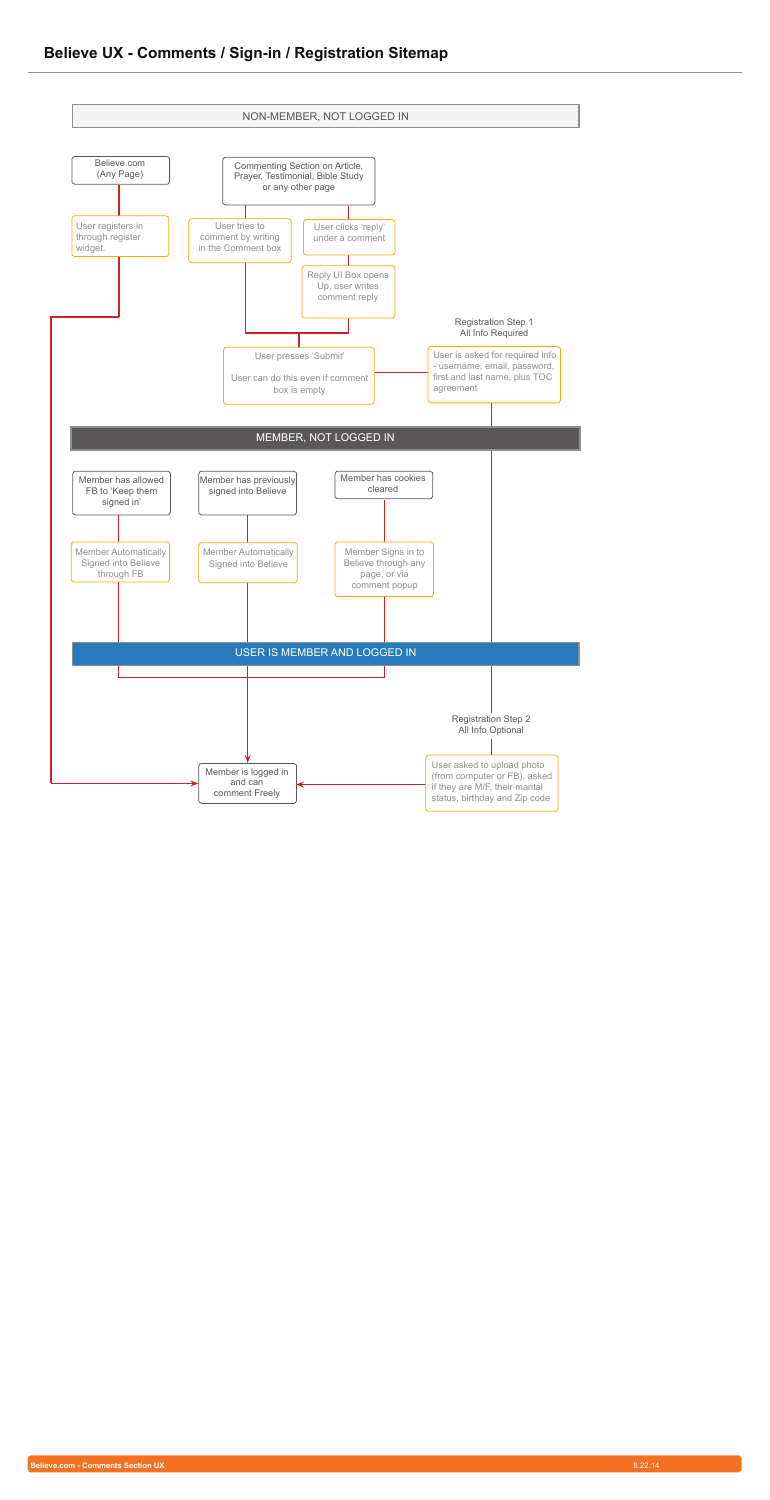## Believe UX - Comments / Sign-in / Registration Sitemap

NON-MEMBER, NOT LOGGED IN

Believe.com (Any Page)

Commenting Section on Article, Prayer, Testimonial, Bible Study or any other page

User registers in through register widget.

User tries to comment by writing in the Comment box

User clicks 'reply' under a comment

Reply UI Box opens Up, user writes comment reply

Registration Step 1
All Info Required

User presses 'Submit'

User can do this even if comment box is empty

User is asked for required info - username, email, password, first and last name, plus TOC agreement

MEMBER, NOT LOGGED IN

Member has allowed FB to 'Keep them signed in'

Member has previously signed into Believe

Member has cookies cleared

Member Automatically Signed into Believe through FB

Member Automatically Signed into Believe

Member Signs in to Believe through any page, or via comment popup

USER IS MEMBER AND LOGGED IN

Registration Step 2
All Info Optional

Member is logged in and can comment Freely

User asked to upload photo (from computer or FB), asked if they are M/F, their marital status, birthday and Zip code

Believe.com - Comments Section UX

8.22.14